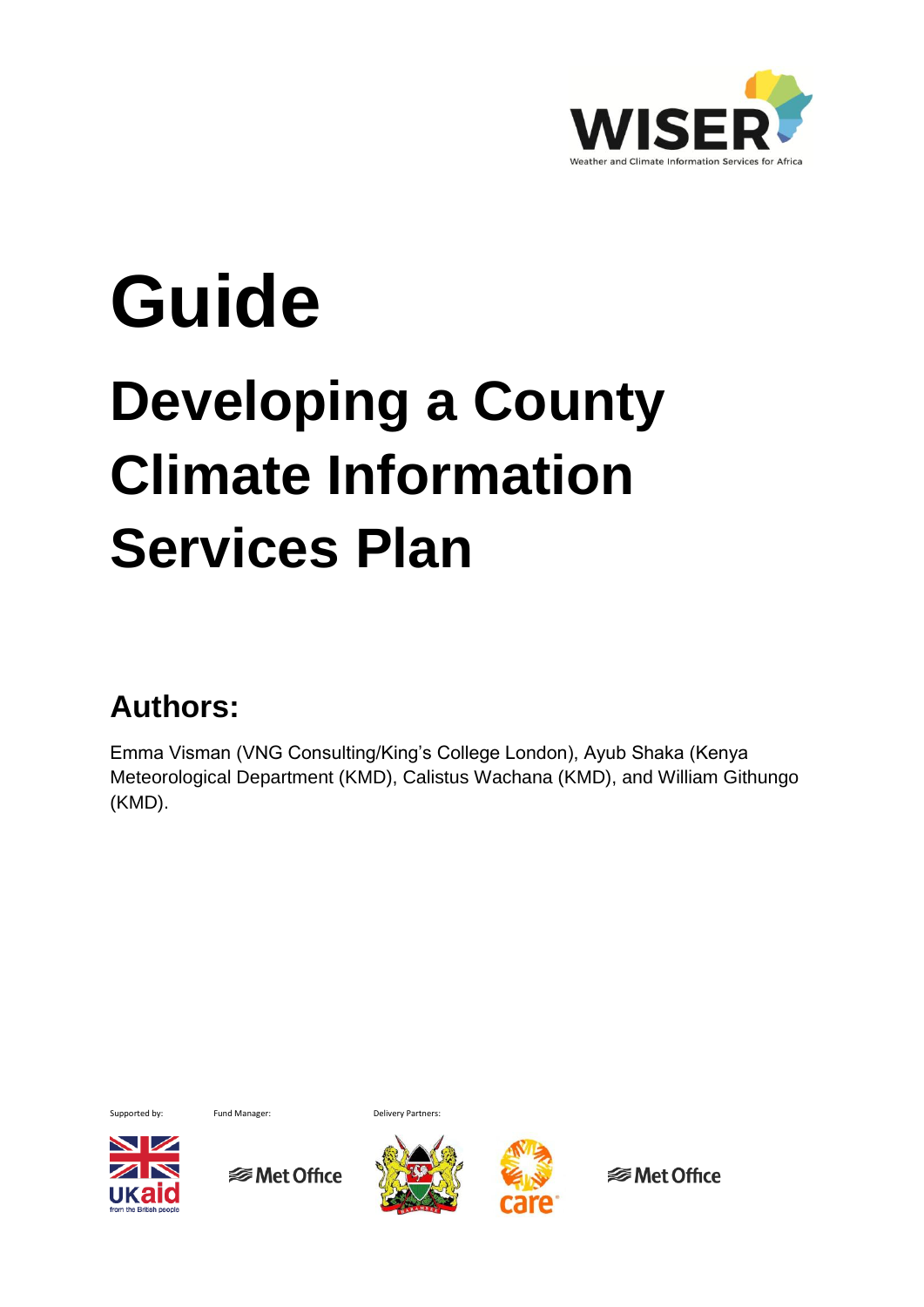WISER

Weather and Climate Information Services for Africa

# Guide

# Developing a County Climate Information Services Plan

## Authors:

Emma Visman (VNG Consulting/King's College London), Ayub Shaka (Kenya Meteorological Department (KMD), Calistus Wachana (KMD), and William Githungo (KMD).

Supported by: UKaid from the British people

Fund Manager: Met Office

Delivery Partners: care, Met Office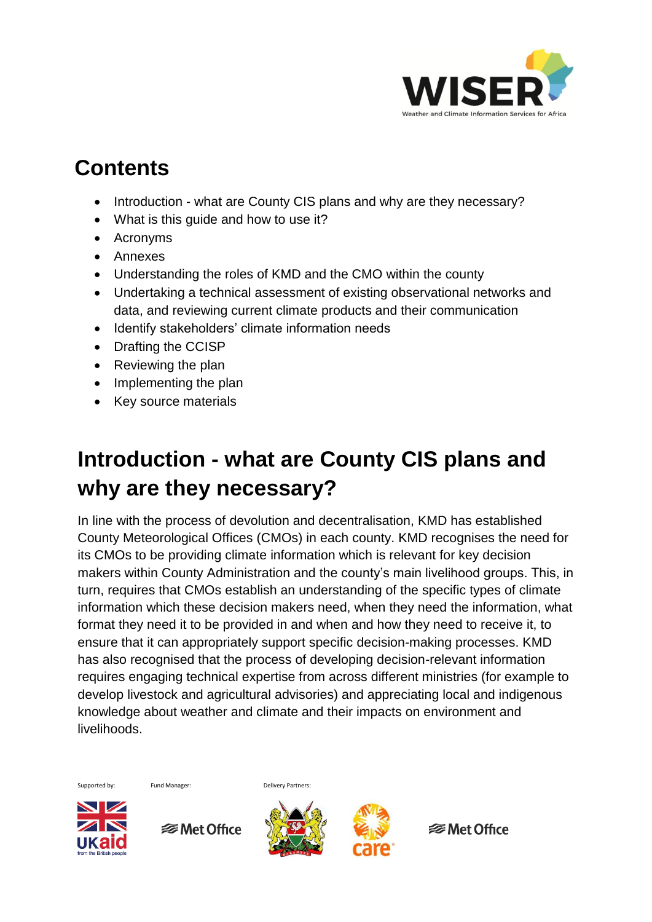## Contents

- Introduction - what are County CIS plans and why are they necessary?
- What is this guide and how to use it?
- Acronyms
- Annexes
- Understanding the roles of KMD and the CMO within the county
- Undertaking a technical assessment of existing observational networks and data, and reviewing current climate products and their communication
- Identify stakeholders' climate information needs
- Drafting the CCISP
- Reviewing the plan
- Implementing the plan
- Key source materials

# Introduction - what are County CIS plans and why are they necessary?

In line with the process of devolution and decentralisation, KMD has established County Meteorological Offices (CMOs) in each county. KMD recognises the need for its CMOs to be providing climate information which is relevant for key decision makers within County Administration and the county's main livelihood groups. This, in turn, requires that CMOs establish an understanding of the specific types of climate information which these decision makers need, when they need the information, what format they need it to be provided in and when and how they need to receive it, to ensure that it can appropriately support specific decision-making processes. KMD has also recognised that the process of developing decision-relevant information requires engaging technical expertise from across different ministries (for example to develop livestock and agricultural advisories) and appreciating local and indigenous knowledge about weather and climate and their impacts on environment and livelihoods.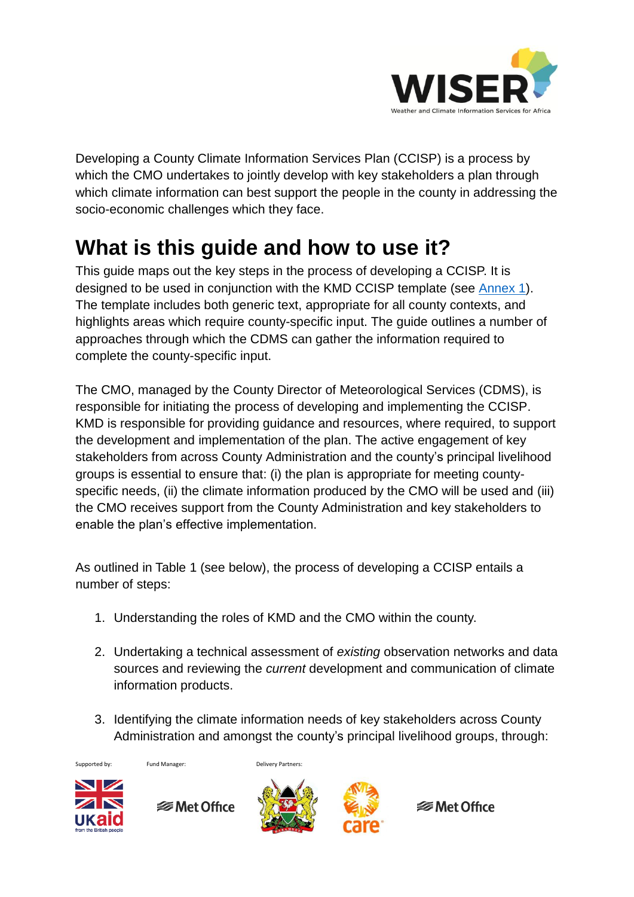Developing a County Climate Information Services Plan (CCISP) is a process by which the CMO undertakes to jointly develop with key stakeholders a plan through which climate information can best support the people in the county in addressing the socio-economic challenges which they face.

# What is this guide and how to use it?

This guide maps out the key steps in the process of developing a CCISP. It is designed to be used in conjunction with the KMD CCISP template (see Annex 1). The template includes both generic text, appropriate for all county contexts, and highlights areas which require county-specific input. The guide outlines a number of approaches through which the CDMS can gather the information required to complete the county-specific input.

The CMO, managed by the County Director of Meteorological Services (CDMS), is responsible for initiating the process of developing and implementing the CCISP. KMD is responsible for providing guidance and resources, where required, to support the development and implementation of the plan. The active engagement of key stakeholders from across County Administration and the county's principal livelihood groups is essential to ensure that: (i) the plan is appropriate for meeting county-specific needs, (ii) the climate information produced by the CMO will be used and (iii) the CMO receives support from the County Administration and key stakeholders to enable the plan's effective implementation.

As outlined in Table 1 (see below), the process of developing a CCISP entails a number of steps:

1. Understanding the roles of KMD and the CMO within the county.
2. Undertaking a technical assessment of *existing* observation networks and data sources and reviewing the *current* development and communication of climate information products.
3. Identifying the climate information needs of key stakeholders across County Administration and amongst the county's principal livelihood groups, through: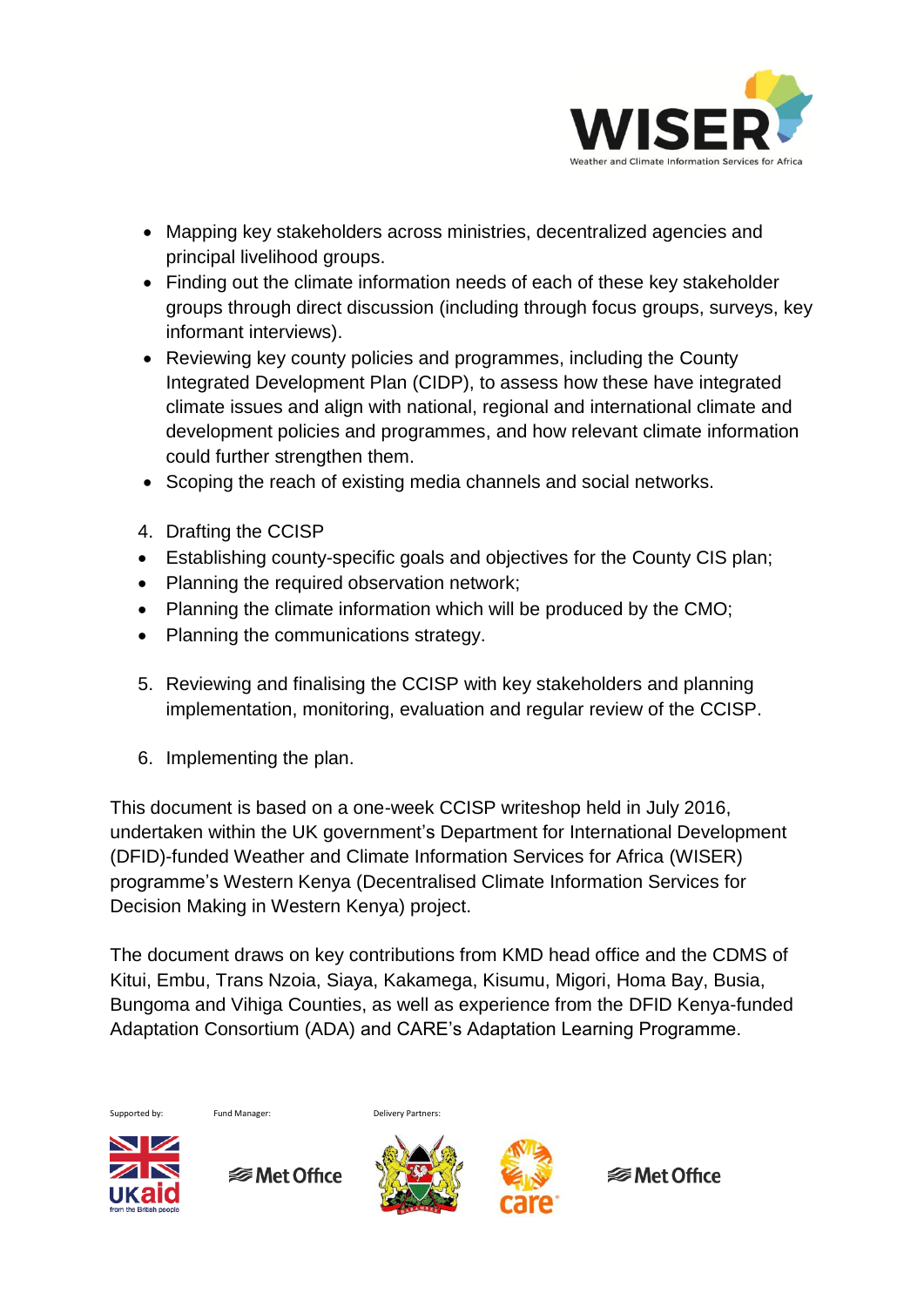- Mapping key stakeholders across ministries, decentralized agencies and principal livelihood groups.
- Finding out the climate information needs of each of these key stakeholder groups through direct discussion (including through focus groups, surveys, key informant interviews).
- Reviewing key county policies and programmes, including the County Integrated Development Plan (CIDP), to assess how these have integrated climate issues and align with national, regional and international climate and development policies and programmes, and how relevant climate information could further strengthen them.
- Scoping the reach of existing media channels and social networks.

4. Drafting the CCISP

- Establishing county-specific goals and objectives for the County CIS plan;
- Planning the required observation network;
- Planning the climate information which will be produced by the CMO;
- Planning the communications strategy.

5. Reviewing and finalising the CCISP with key stakeholders and planning implementation, monitoring, evaluation and regular review of the CCISP.

6. Implementing the plan.

This document is based on a one-week CCISP writeshop held in July 2016, undertaken within the UK government's Department for International Development (DFID)-funded Weather and Climate Information Services for Africa (WISER) programme's Western Kenya (Decentralised Climate Information Services for Decision Making in Western Kenya) project.

The document draws on key contributions from KMD head office and the CDMS of Kitui, Embu, Trans Nzoia, Siaya, Kakamega, Kisumu, Migori, Homa Bay, Busia, Bungoma and Vihiga Counties, as well as experience from the DFID Kenya-funded Adaptation Consortium (ADA) and CARE's Adaptation Learning Programme.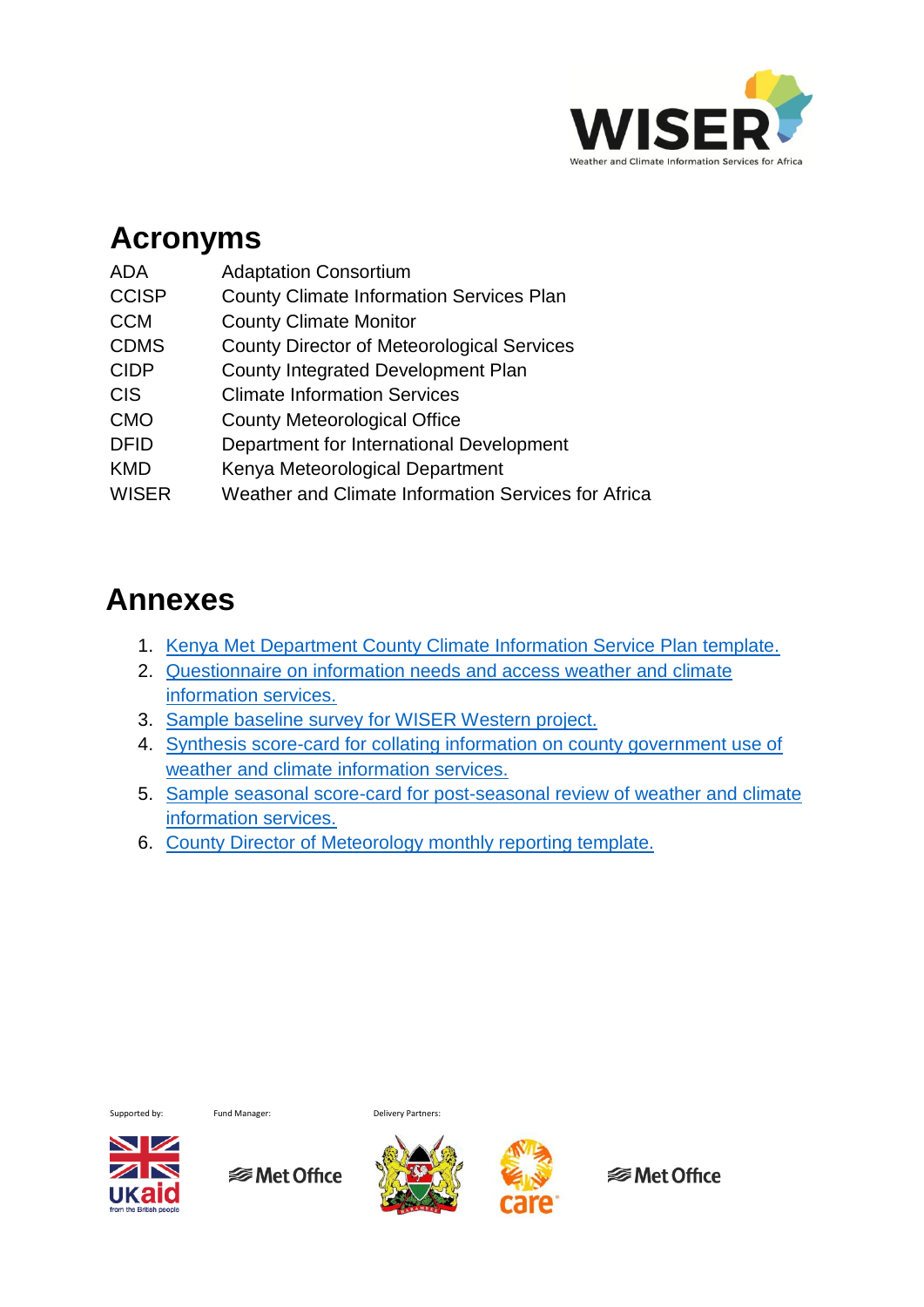# Acronyms

| | |
|---|---|
| ADA | Adaptation Consortium |
| CCISP | County Climate Information Services Plan |
| CCM | County Climate Monitor |
| CDMS | County Director of Meteorological Services |
| CIDP | County Integrated Development Plan |
| CIS | Climate Information Services |
| CMO | County Meteorological Office |
| DFID | Department for International Development |
| KMD | Kenya Meteorological Department |
| WISER | Weather and Climate Information Services for Africa |

# Annexes

1. Kenya Met Department County Climate Information Service Plan template.
2. Questionnaire on information needs and access weather and climate information services.
3. Sample baseline survey for WISER Western project.
4. Synthesis score-card for collating information on county government use of weather and climate information services.
5. Sample seasonal score-card for post-seasonal review of weather and climate information services.
6. County Director of Meteorology monthly reporting template.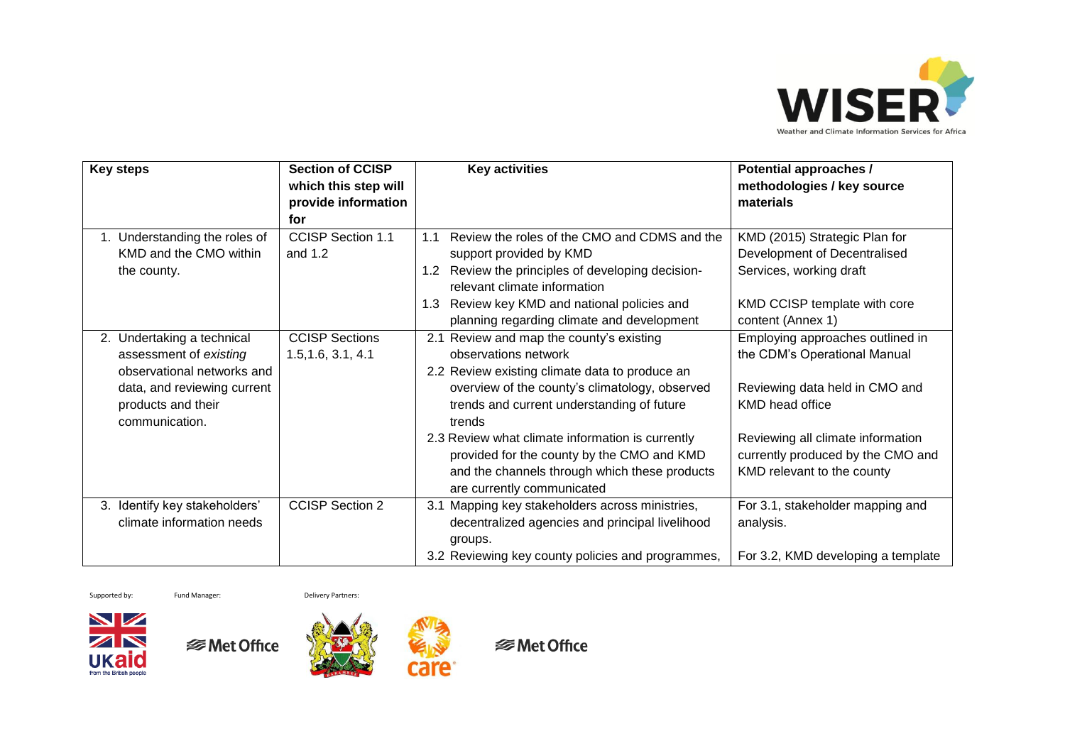| Key steps | Section of CCISP which this step will provide information for | Key activities | Potential approaches / methodologies / key source materials |
|---|---|---|---|
| 1. Understanding the roles of KMD and the CMO within the county. | CCISP Section 1.1 and 1.2 | 1.1 Review the roles of the CMO and CDMS and the support provided by KMD<br>1.2 Review the principles of developing decision-relevant climate information<br>1.3 Review key KMD and national policies and planning regarding climate and development | KMD (2015) Strategic Plan for Development of Decentralised Services, working draft<br><br>KMD CCISP template with core content (Annex 1) |
| 2. Undertaking a technical assessment of *existing* observational networks and data, and reviewing current products and their communication. | CCISP Sections 1.5,1.6, 3.1, 4.1 | 2.1 Review and map the county's existing observations network<br>2.2 Review existing climate data to produce an overview of the county's climatology, observed trends and current understanding of future trends<br>2.3 Review what climate information is currently provided for the county by the CMO and KMD and the channels through which these products are currently communicated | Employing approaches outlined in the CDM's Operational Manual<br><br>Reviewing data held in CMO and KMD head office<br><br>Reviewing all climate information currently produced by the CMO and KMD relevant to the county |
| 3. Identify key stakeholders' climate information needs | CCISP Section 2 | 3.1 Mapping key stakeholders across ministries, decentralized agencies and principal livelihood groups.<br>3.2 Reviewing key county policies and programmes, | For 3.1, stakeholder mapping and analysis.<br><br>For 3.2, KMD developing a template |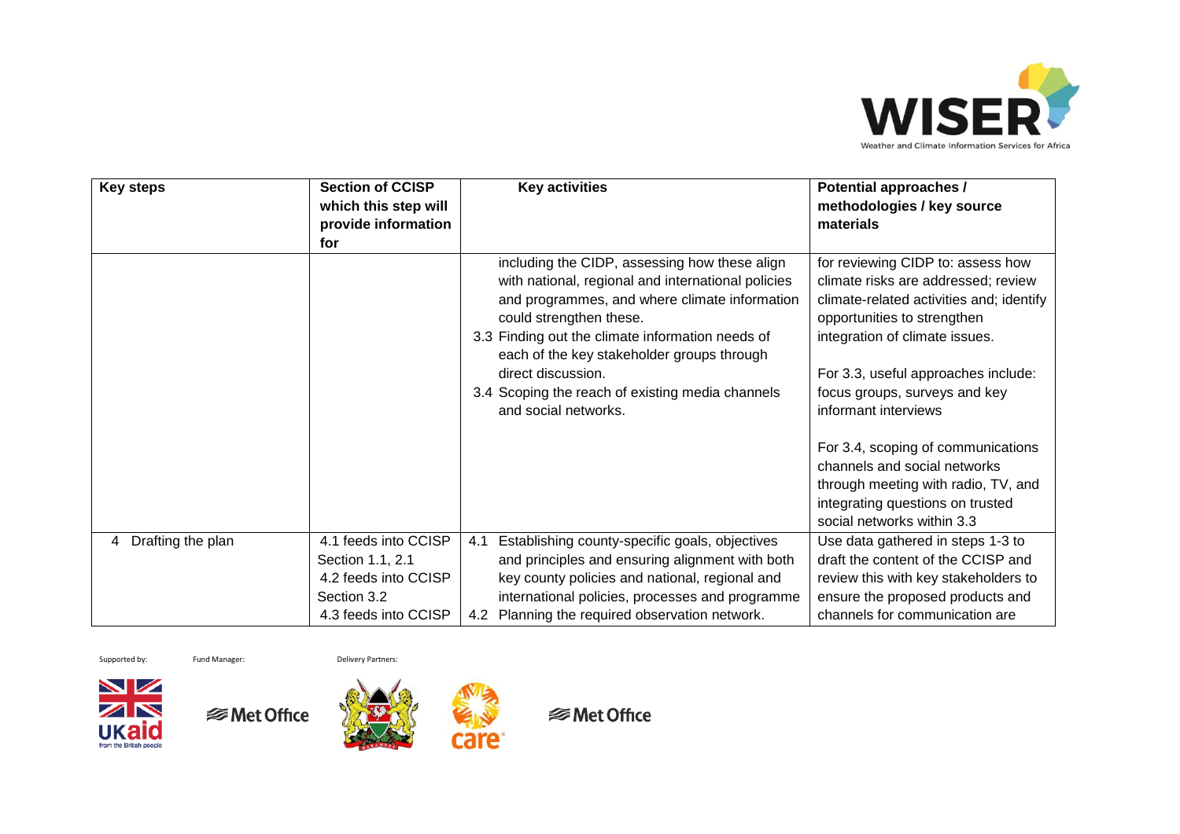| Key steps | Section of CCISP which this step will provide information for | Key activities | Potential approaches / methodologies / key source materials |
|---|---|---|---|
| | | including the CIDP, assessing how these align with national, regional and international policies and programmes, and where climate information could strengthen these.<br>3.3 Finding out the climate information needs of each of the key stakeholder groups through direct discussion.<br>3.4 Scoping the reach of existing media channels and social networks. | for reviewing CIDP to: assess how climate risks are addressed; review climate-related activities and; identify opportunities to strengthen integration of climate issues.<br><br>For 3.3, useful approaches include: focus groups, surveys and key informant interviews<br><br>For 3.4, scoping of communications channels and social networks through meeting with radio, TV, and integrating questions on trusted social networks within 3.3 |
| 4 Drafting the plan | 4.1 feeds into CCISP Section 1.1, 2.1<br>4.2 feeds into CCISP Section 3.2<br>4.3 feeds into CCISP | 4.1 Establishing county-specific goals, objectives and principles and ensuring alignment with both key county policies and national, regional and international policies, processes and programme<br>4.2 Planning the required observation network. | Use data gathered in steps 1-3 to draft the content of the CCISP and review this with key stakeholders to ensure the proposed products and channels for communication are |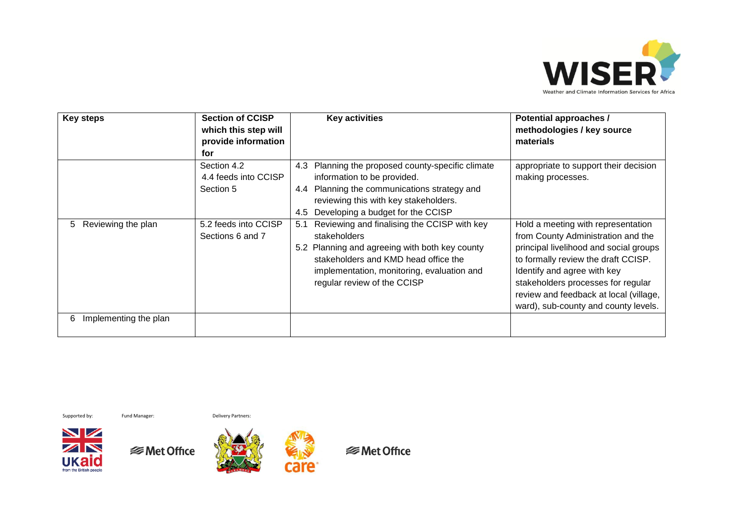| Key steps | Section of CCISP which this step will provide information for | Key activities | Potential approaches / methodologies / key source materials |
|---|---|---|---|
| | Section 4.2<br>4.4 feeds into CCISP Section 5 | 4.3 Planning the proposed county-specific climate information to be provided.<br>4.4 Planning the communications strategy and reviewing this with key stakeholders.<br>4.5 Developing a budget for the CCISP | appropriate to support their decision making processes. |
| 5 Reviewing the plan | 5.2 feeds into CCISP Sections 6 and 7 | 5.1 Reviewing and finalising the CCISP with key stakeholders<br>5.2 Planning and agreeing with both key county stakeholders and KMD head office the implementation, monitoring, evaluation and regular review of the CCISP | Hold a meeting with representation from County Administration and the principal livelihood and social groups to formally review the draft CCISP. Identify and agree with key stakeholders processes for regular review and feedback at local (village, ward), sub-county and county levels. |
| 6 Implementing the plan | | | |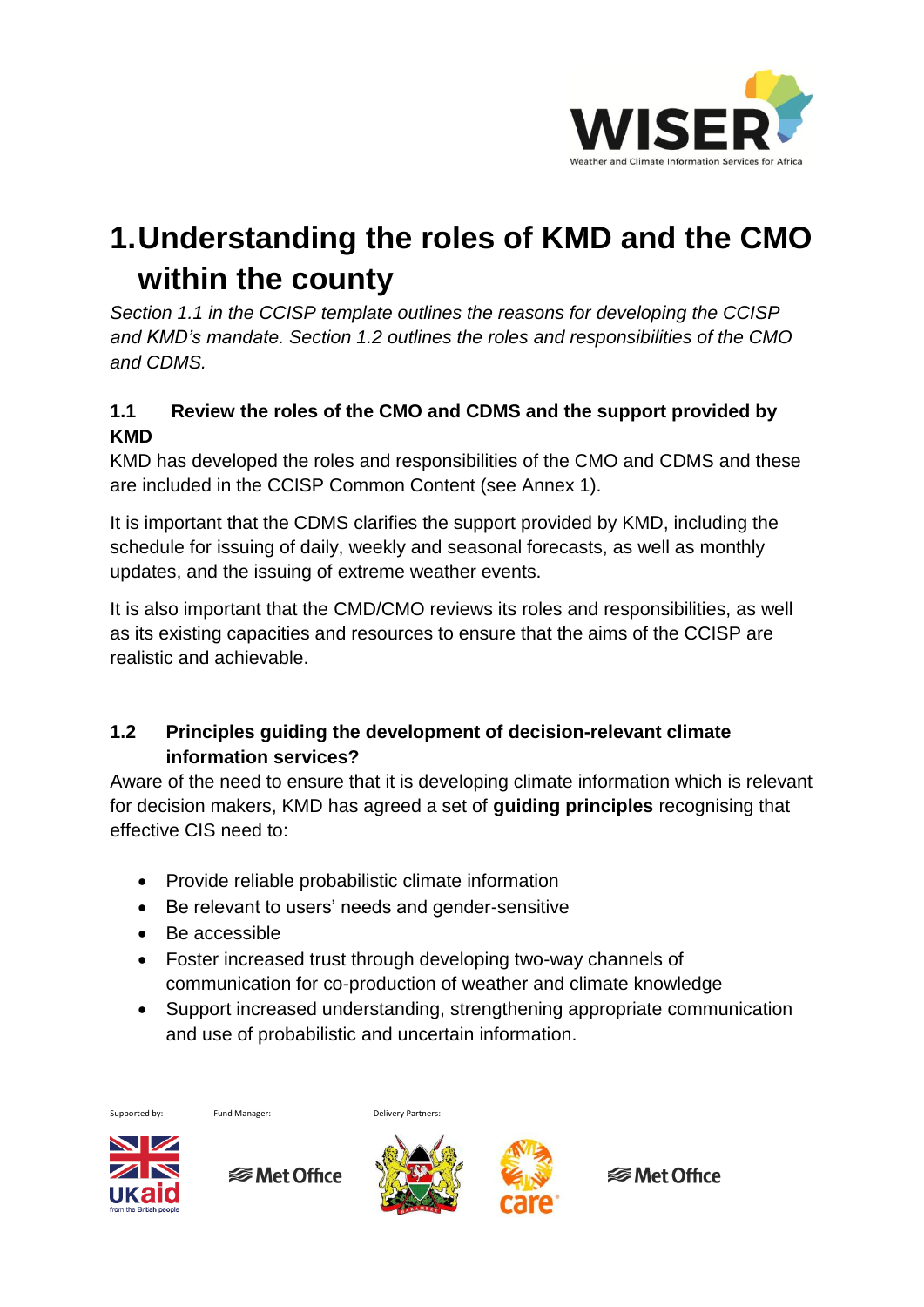# 1. Understanding the roles of KMD and the CMO within the county

*Section 1.1 in the CCISP template outlines the reasons for developing the CCISP and KMD's mandate. Section 1.2 outlines the roles and responsibilities of the CMO and CDMS.*

### 1.1 Review the roles of the CMO and CDMS and the support provided by KMD

KMD has developed the roles and responsibilities of the CMO and CDMS and these are included in the CCISP Common Content (see Annex 1).

It is important that the CDMS clarifies the support provided by KMD, including the schedule for issuing of daily, weekly and seasonal forecasts, as well as monthly updates, and the issuing of extreme weather events.

It is also important that the CMD/CMO reviews its roles and responsibilities, as well as its existing capacities and resources to ensure that the aims of the CCISP are realistic and achievable.

### 1.2 Principles guiding the development of decision-relevant climate information services?

Aware of the need to ensure that it is developing climate information which is relevant for decision makers, KMD has agreed a set of **guiding principles** recognising that effective CIS need to:

- Provide reliable probabilistic climate information
- Be relevant to users' needs and gender-sensitive
- Be accessible
- Foster increased trust through developing two-way channels of communication for co-production of weather and climate knowledge
- Support increased understanding, strengthening appropriate communication and use of probabilistic and uncertain information.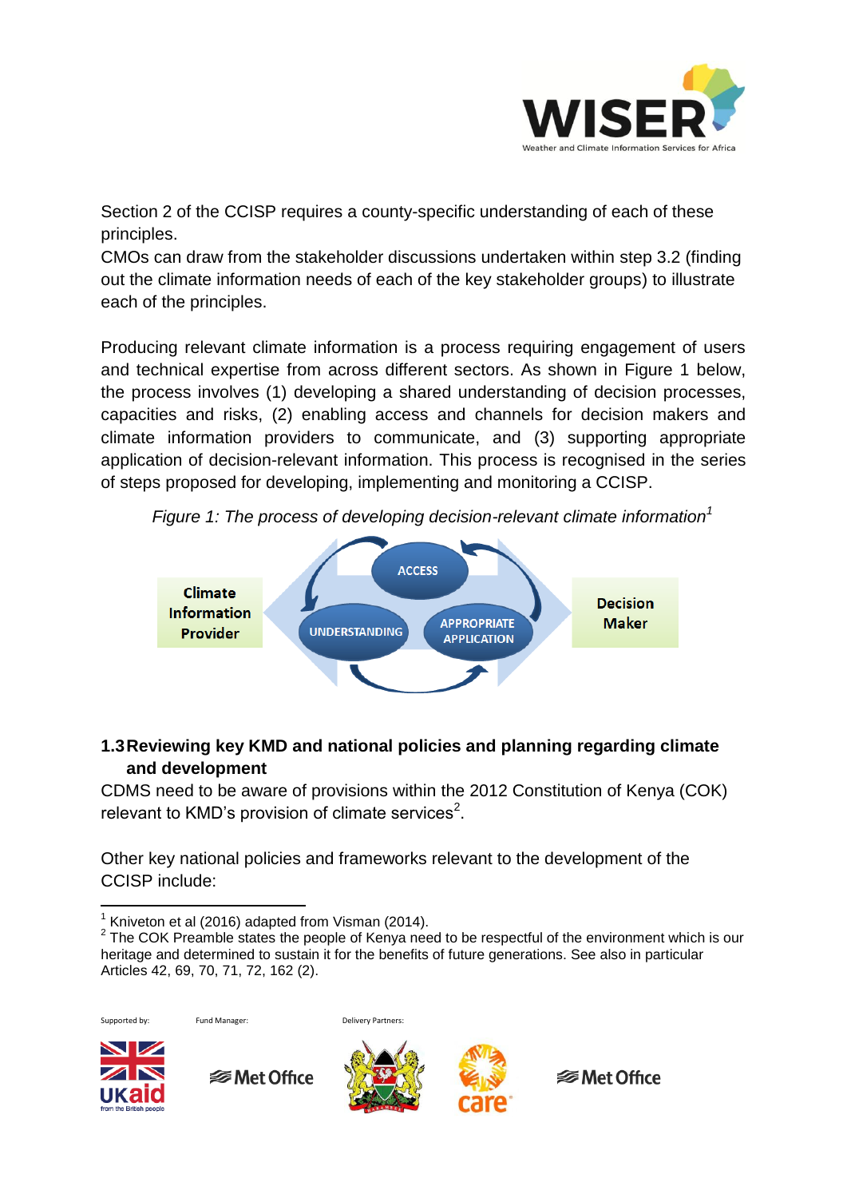Section 2 of the CCISP requires a county-specific understanding of each of these principles.
CMOs can draw from the stakeholder discussions undertaken within step 3.2 (finding out the climate information needs of each of the key stakeholder groups) to illustrate each of the principles.

Producing relevant climate information is a process requiring engagement of users and technical expertise from across different sectors. As shown in Figure 1 below, the process involves (1) developing a shared understanding of decision processes, capacities and risks, (2) enabling access and channels for decision makers and climate information providers to communicate, and (3) supporting appropriate application of decision-relevant information. This process is recognised in the series of steps proposed for developing, implementing and monitoring a CCISP.

*Figure 1: The process of developing decision-relevant climate information*[1]

Climate Information Provider — ACCESS — UNDERSTANDING — APPROPRIATE APPLICATION — Decision Maker

### 1.3 Reviewing key KMD and national policies and planning regarding climate and development

CDMS need to be aware of provisions within the 2012 Constitution of Kenya (COK) relevant to KMD's provision of climate services[2].

Other key national policies and frameworks relevant to the development of the CCISP include:

---

[1] Kniveton et al (2016) adapted from Visman (2014).
[2] The COK Preamble states the people of Kenya need to be respectful of the environment which is our heritage and determined to sustain it for the benefits of future generations. See also in particular Articles 42, 69, 70, 71, 72, 162 (2).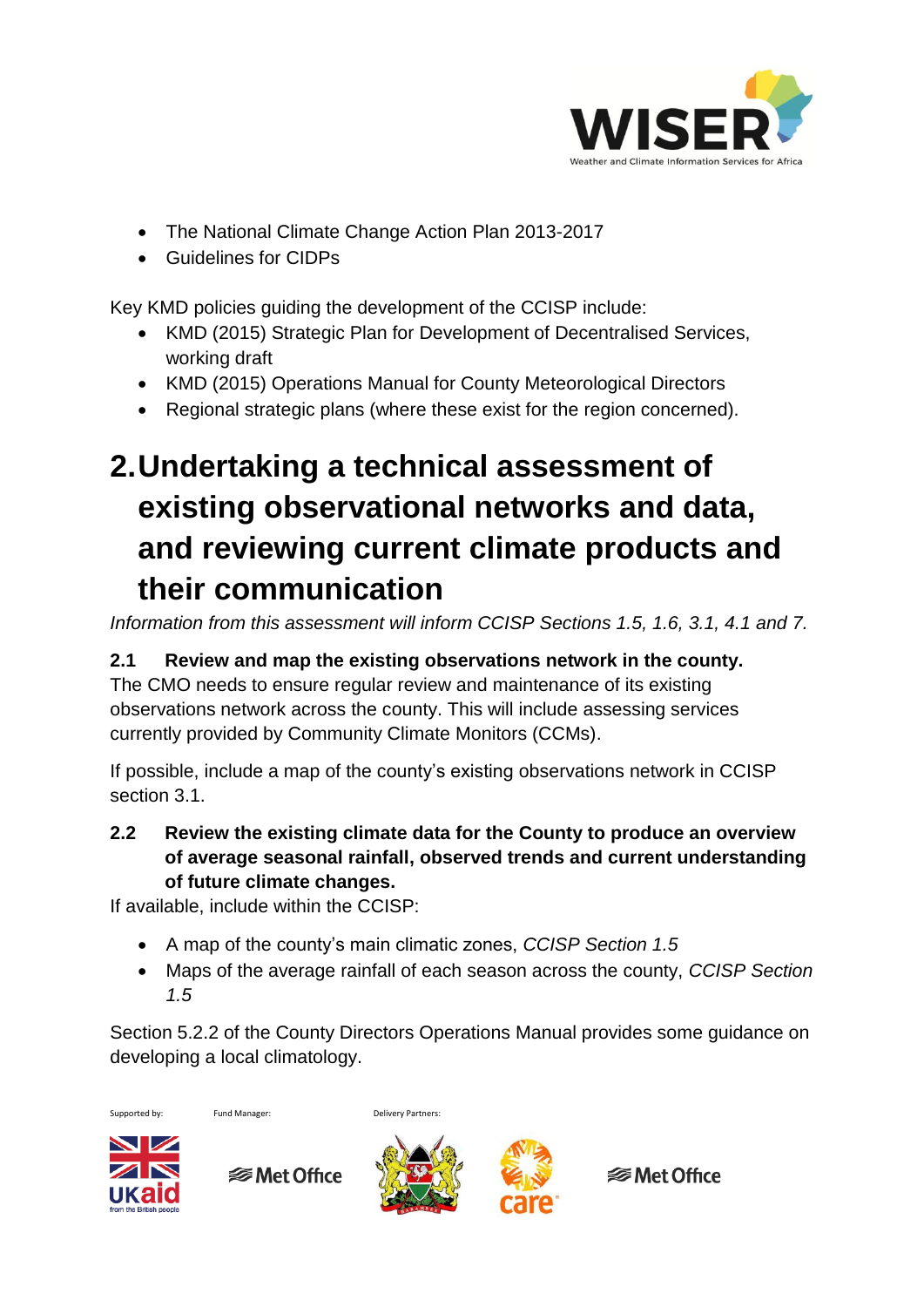- The National Climate Change Action Plan 2013-2017
- Guidelines for CIDPs

Key KMD policies guiding the development of the CCISP include:

- KMD (2015) Strategic Plan for Development of Decentralised Services, working draft
- KMD (2015) Operations Manual for County Meteorological Directors
- Regional strategic plans (where these exist for the region concerned).

# 2. Undertaking a technical assessment of existing observational networks and data, and reviewing current climate products and their communication

*Information from this assessment will inform CCISP Sections 1.5, 1.6, 3.1, 4.1 and 7.*

### 2.1 Review and map the existing observations network in the county.

The CMO needs to ensure regular review and maintenance of its existing observations network across the county. This will include assessing services currently provided by Community Climate Monitors (CCMs).

If possible, include a map of the county's existing observations network in CCISP section 3.1.

### 2.2 Review the existing climate data for the County to produce an overview of average seasonal rainfall, observed trends and current understanding of future climate changes.

If available, include within the CCISP:

- A map of the county's main climatic zones, *CCISP Section 1.5*
- Maps of the average rainfall of each season across the county, *CCISP Section 1.5*

Section 5.2.2 of the County Directors Operations Manual provides some guidance on developing a local climatology.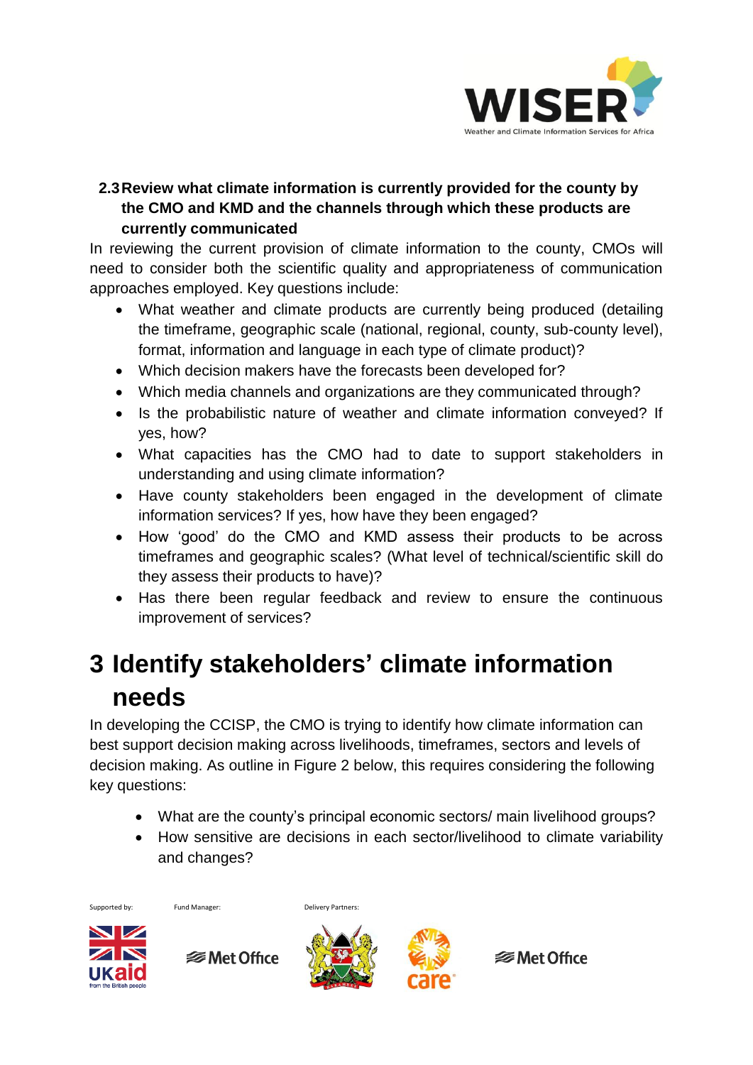### 2.3 Review what climate information is currently provided for the county by the CMO and KMD and the channels through which these products are currently communicated

In reviewing the current provision of climate information to the county, CMOs will need to consider both the scientific quality and appropriateness of communication approaches employed. Key questions include:

- What weather and climate products are currently being produced (detailing the timeframe, geographic scale (national, regional, county, sub-county level), format, information and language in each type of climate product)?
- Which decision makers have the forecasts been developed for?
- Which media channels and organizations are they communicated through?
- Is the probabilistic nature of weather and climate information conveyed? If yes, how?
- What capacities has the CMO had to date to support stakeholders in understanding and using climate information?
- Have county stakeholders been engaged in the development of climate information services? If yes, how have they been engaged?
- How 'good' do the CMO and KMD assess their products to be across timeframes and geographic scales? (What level of technical/scientific skill do they assess their products to have)?
- Has there been regular feedback and review to ensure the continuous improvement of services?

# 3 Identify stakeholders' climate information needs

In developing the CCISP, the CMO is trying to identify how climate information can best support decision making across livelihoods, timeframes, sectors and levels of decision making. As outline in Figure 2 below, this requires considering the following key questions:

- What are the county's principal economic sectors/ main livelihood groups?
- How sensitive are decisions in each sector/livelihood to climate variability and changes?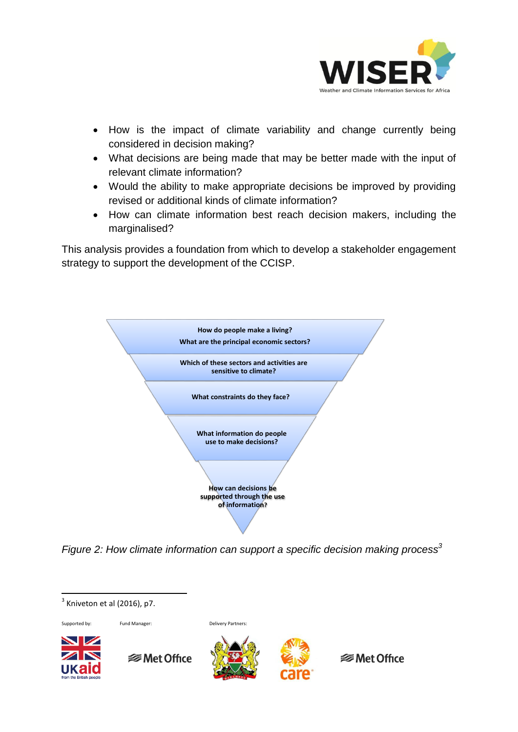- How is the impact of climate variability and change currently being considered in decision making?
- What decisions are being made that may be better made with the input of relevant climate information?
- Would the ability to make appropriate decisions be improved by providing revised or additional kinds of climate information?
- How can climate information best reach decision makers, including the marginalised?

This analysis provides a foundation from which to develop a stakeholder engagement strategy to support the development of the CCISP.

**How do people make a living?**
**What are the principal economic sectors?**

**Which of these sectors and activities are sensitive to climate?**

**What constraints do they face?**

**What information do people use to make decisions?**

**How can decisions be supported through the use of information?**

*Figure 2: How climate information can support a specific decision making process[3]*

[3] Kniveton et al (2016), p7.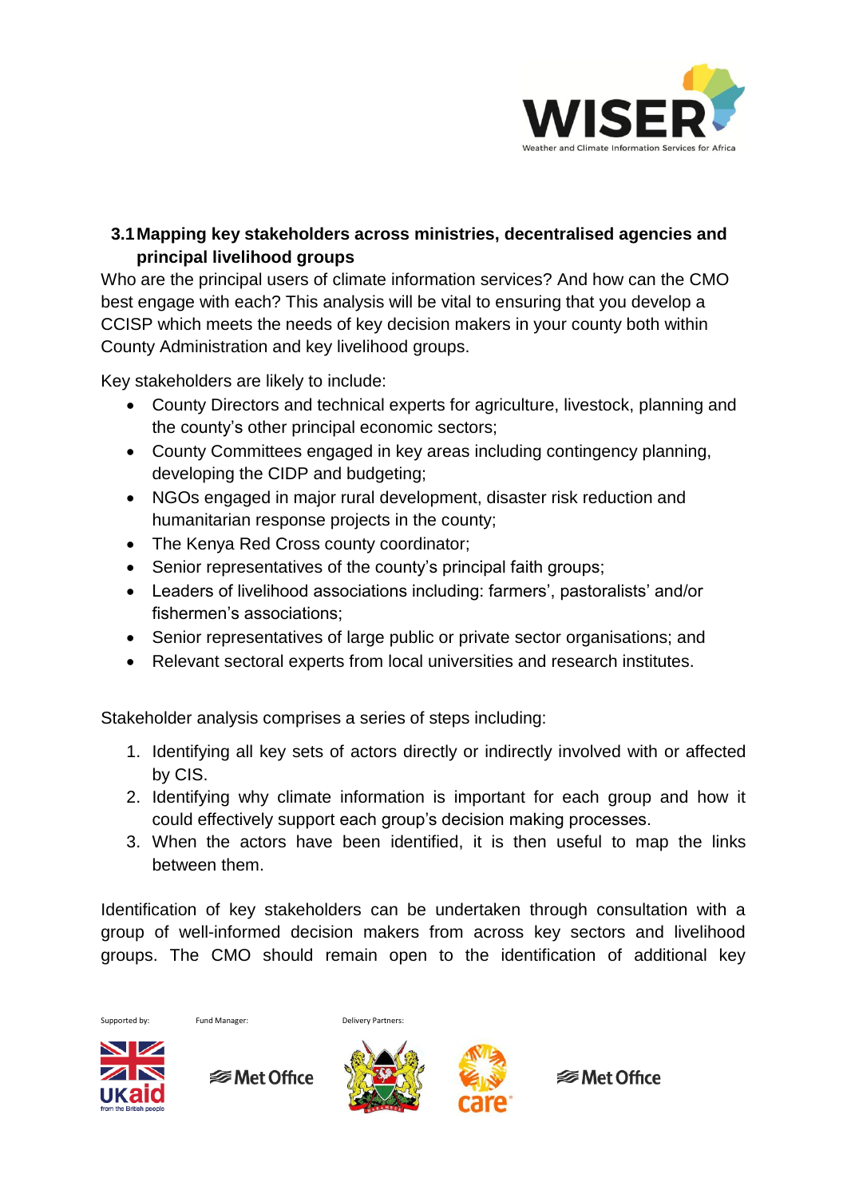### 3.1 Mapping key stakeholders across ministries, decentralised agencies and principal livelihood groups

Who are the principal users of climate information services? And how can the CMO best engage with each? This analysis will be vital to ensuring that you develop a CCISP which meets the needs of key decision makers in your county both within County Administration and key livelihood groups.

Key stakeholders are likely to include:

- County Directors and technical experts for agriculture, livestock, planning and the county's other principal economic sectors;
- County Committees engaged in key areas including contingency planning, developing the CIDP and budgeting;
- NGOs engaged in major rural development, disaster risk reduction and humanitarian response projects in the county;
- The Kenya Red Cross county coordinator;
- Senior representatives of the county's principal faith groups;
- Leaders of livelihood associations including: farmers', pastoralists' and/or fishermen's associations;
- Senior representatives of large public or private sector organisations; and
- Relevant sectoral experts from local universities and research institutes.

Stakeholder analysis comprises a series of steps including:

1. Identifying all key sets of actors directly or indirectly involved with or affected by CIS.
2. Identifying why climate information is important for each group and how it could effectively support each group's decision making processes.
3. When the actors have been identified, it is then useful to map the links between them.

Identification of key stakeholders can be undertaken through consultation with a group of well-informed decision makers from across key sectors and livelihood groups. The CMO should remain open to the identification of additional key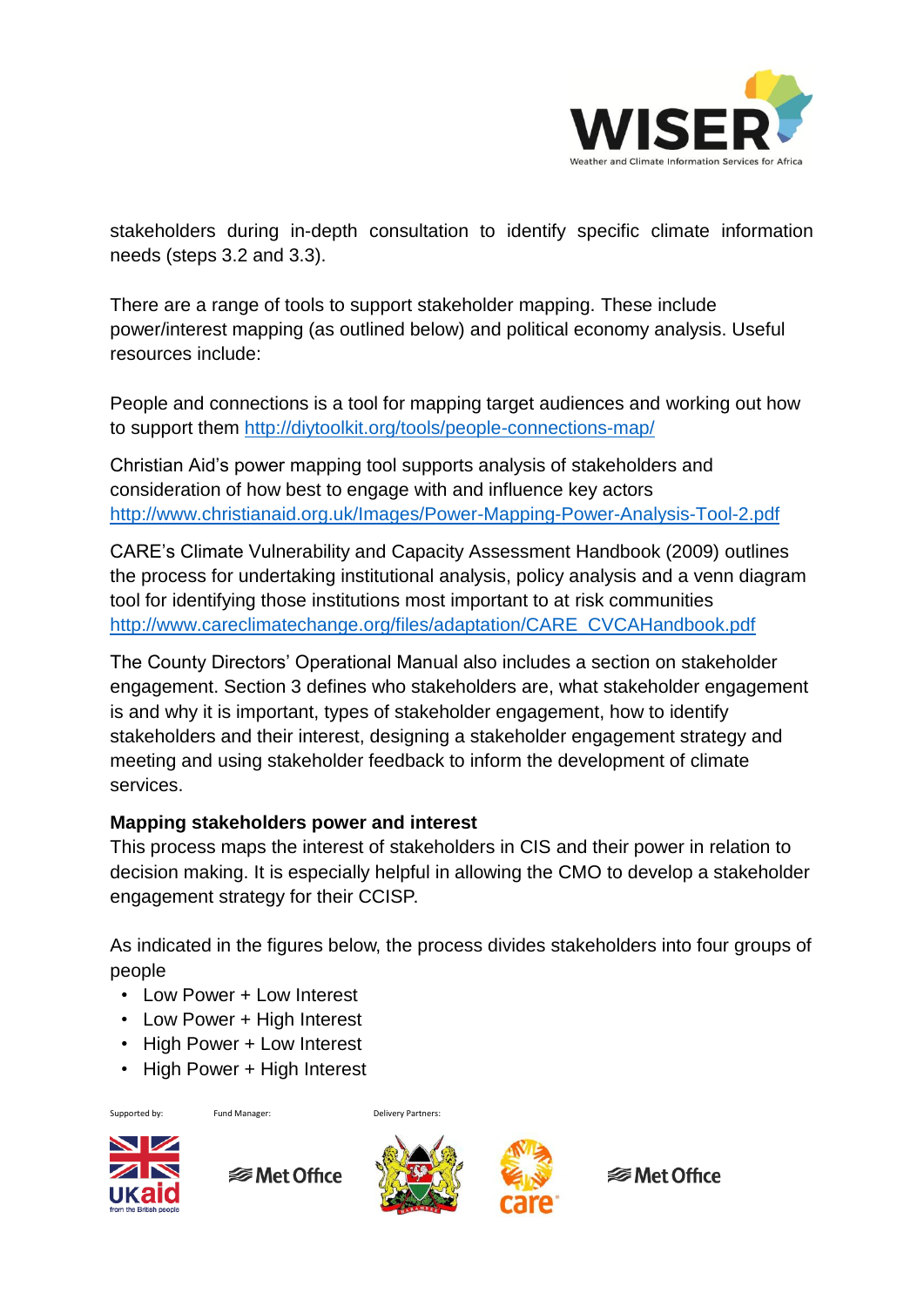stakeholders during in-depth consultation to identify specific climate information needs (steps 3.2 and 3.3).

There are a range of tools to support stakeholder mapping. These include power/interest mapping (as outlined below) and political economy analysis. Useful resources include:

People and connections is a tool for mapping target audiences and working out how to support them http://diytoolkit.org/tools/people-connections-map/

Christian Aid's power mapping tool supports analysis of stakeholders and consideration of how best to engage with and influence key actors http://www.christianaid.org.uk/Images/Power-Mapping-Power-Analysis-Tool-2.pdf

CARE's Climate Vulnerability and Capacity Assessment Handbook (2009) outlines the process for undertaking institutional analysis, policy analysis and a venn diagram tool for identifying those institutions most important to at risk communities http://www.careclimatechange.org/files/adaptation/CARE_CVCAHandbook.pdf

The County Directors' Operational Manual also includes a section on stakeholder engagement. Section 3 defines who stakeholders are, what stakeholder engagement is and why it is important, types of stakeholder engagement, how to identify stakeholders and their interest, designing a stakeholder engagement strategy and meeting and using stakeholder feedback to inform the development of climate services.

**Mapping stakeholders power and interest**

This process maps the interest of stakeholders in CIS and their power in relation to decision making. It is especially helpful in allowing the CMO to develop a stakeholder engagement strategy for their CCISP.

As indicated in the figures below, the process divides stakeholders into four groups of people

- Low Power + Low Interest
- Low Power + High Interest
- High Power + Low Interest
- High Power + High Interest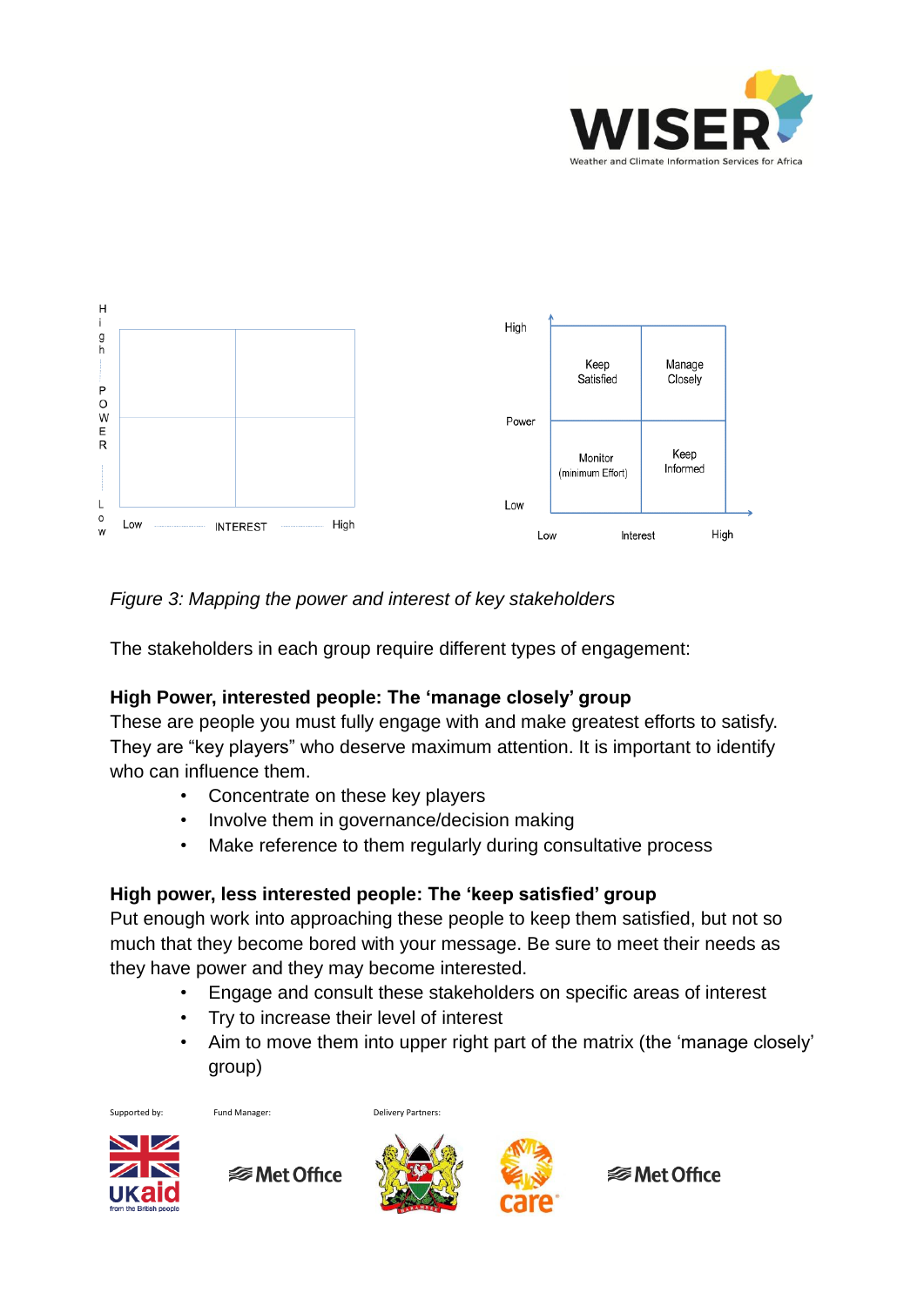| | Low Interest | High Interest |
|---|---|---|
| **High Power** | Keep Satisfied | Manage Closely |
| **Low Power** | Monitor (minimum Effort) | Keep Informed |

*Figure 3: Mapping the power and interest of key stakeholders*

The stakeholders in each group require different types of engagement:

**High Power, interested people: The 'manage closely' group**

These are people you must fully engage with and make greatest efforts to satisfy. They are "key players" who deserve maximum attention. It is important to identify who can influence them.

- Concentrate on these key players
- Involve them in governance/decision making
- Make reference to them regularly during consultative process

**High power, less interested people: The 'keep satisfied' group**

Put enough work into approaching these people to keep them satisfied, but not so much that they become bored with your message. Be sure to meet their needs as they have power and they may become interested.

- Engage and consult these stakeholders on specific areas of interest
- Try to increase their level of interest
- Aim to move them into upper right part of the matrix (the 'manage closely' group)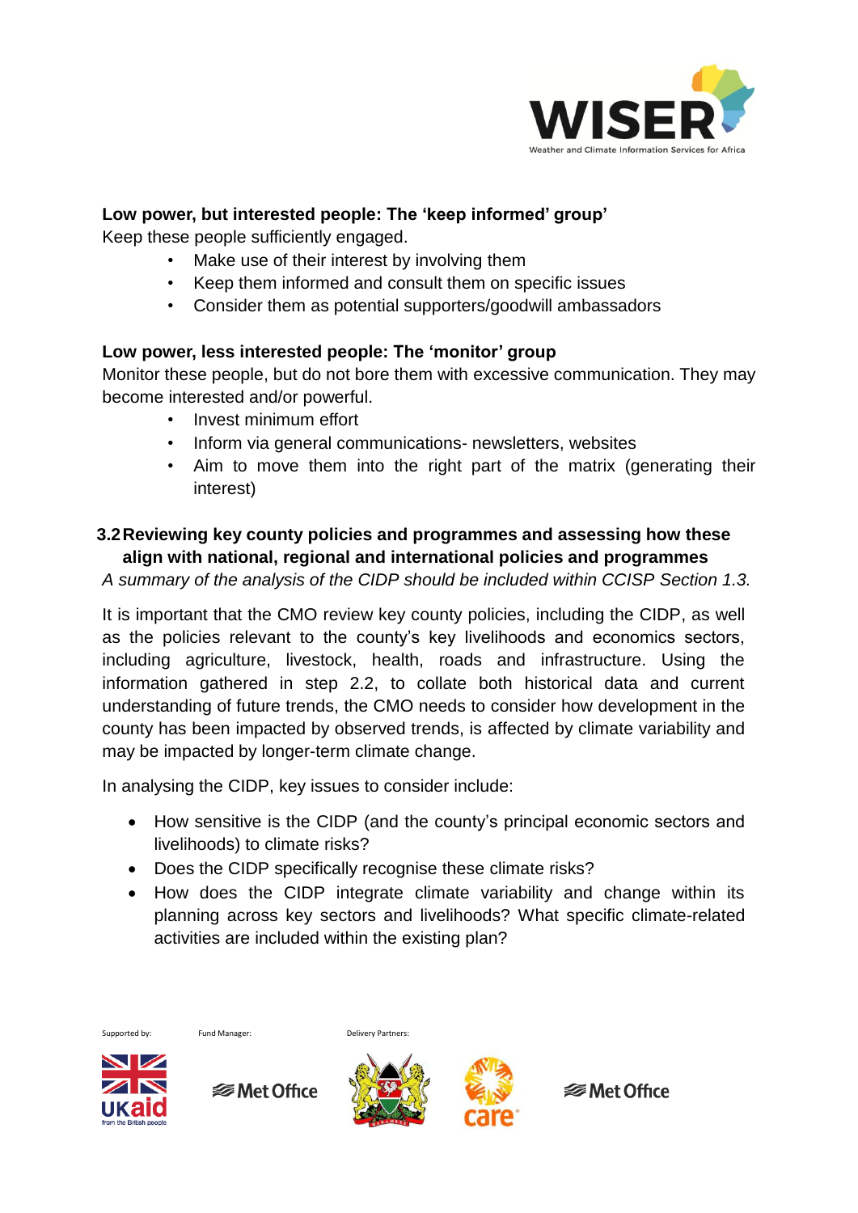**Low power, but interested people: The 'keep informed' group'**

Keep these people sufficiently engaged.

- Make use of their interest by involving them
- Keep them informed and consult them on specific issues
- Consider them as potential supporters/goodwill ambassadors

**Low power, less interested people: The 'monitor' group**

Monitor these people, but do not bore them with excessive communication. They may become interested and/or powerful.

- Invest minimum effort
- Inform via general communications- newsletters, websites
- Aim to move them into the right part of the matrix (generating their interest)

### 3.2 Reviewing key county policies and programmes and assessing how these align with national, regional and international policies and programmes

*A summary of the analysis of the CIDP should be included within CCISP Section 1.3.*

It is important that the CMO review key county policies, including the CIDP, as well as the policies relevant to the county's key livelihoods and economics sectors, including agriculture, livestock, health, roads and infrastructure. Using the information gathered in step 2.2, to collate both historical data and current understanding of future trends, the CMO needs to consider how development in the county has been impacted by observed trends, is affected by climate variability and may be impacted by longer-term climate change.

In analysing the CIDP, key issues to consider include:

- How sensitive is the CIDP (and the county's principal economic sectors and livelihoods) to climate risks?
- Does the CIDP specifically recognise these climate risks?
- How does the CIDP integrate climate variability and change within its planning across key sectors and livelihoods? What specific climate-related activities are included within the existing plan?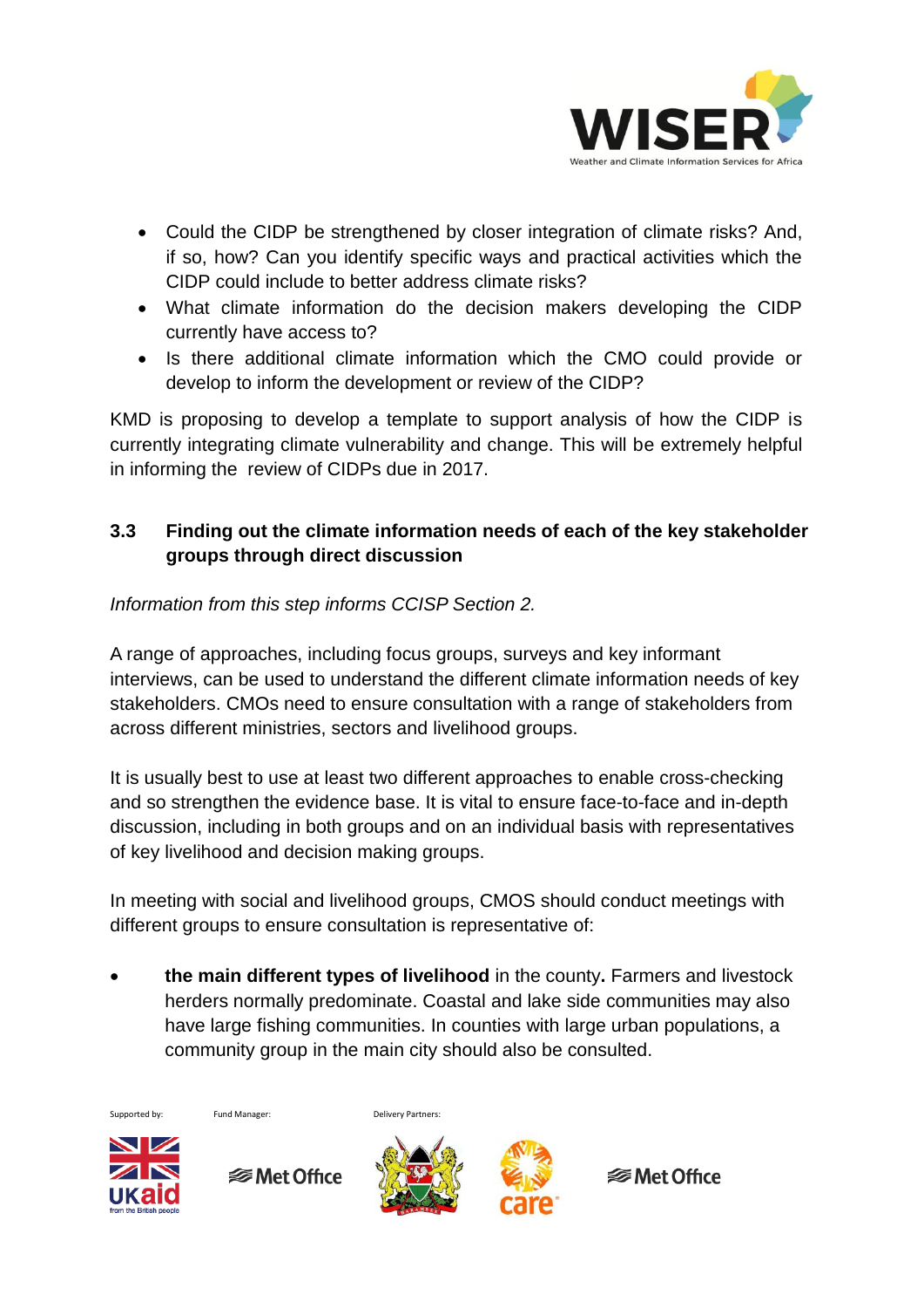- Could the CIDP be strengthened by closer integration of climate risks? And, if so, how? Can you identify specific ways and practical activities which the CIDP could include to better address climate risks?
- What climate information do the decision makers developing the CIDP currently have access to?
- Is there additional climate information which the CMO could provide or develop to inform the development or review of the CIDP?

KMD is proposing to develop a template to support analysis of how the CIDP is currently integrating climate vulnerability and change. This will be extremely helpful in informing the review of CIDPs due in 2017.

### 3.3 Finding out the climate information needs of each of the key stakeholder groups through direct discussion

*Information from this step informs CCISP Section 2.*

A range of approaches, including focus groups, surveys and key informant interviews, can be used to understand the different climate information needs of key stakeholders. CMOs need to ensure consultation with a range of stakeholders from across different ministries, sectors and livelihood groups.

It is usually best to use at least two different approaches to enable cross-checking and so strengthen the evidence base. It is vital to ensure face-to-face and in-depth discussion, including in both groups and on an individual basis with representatives of key livelihood and decision making groups.

In meeting with social and livelihood groups, CMOS should conduct meetings with different groups to ensure consultation is representative of:

- **the main different types of livelihood** in the county**.** Farmers and livestock herders normally predominate. Coastal and lake side communities may also have large fishing communities. In counties with large urban populations, a community group in the main city should also be consulted.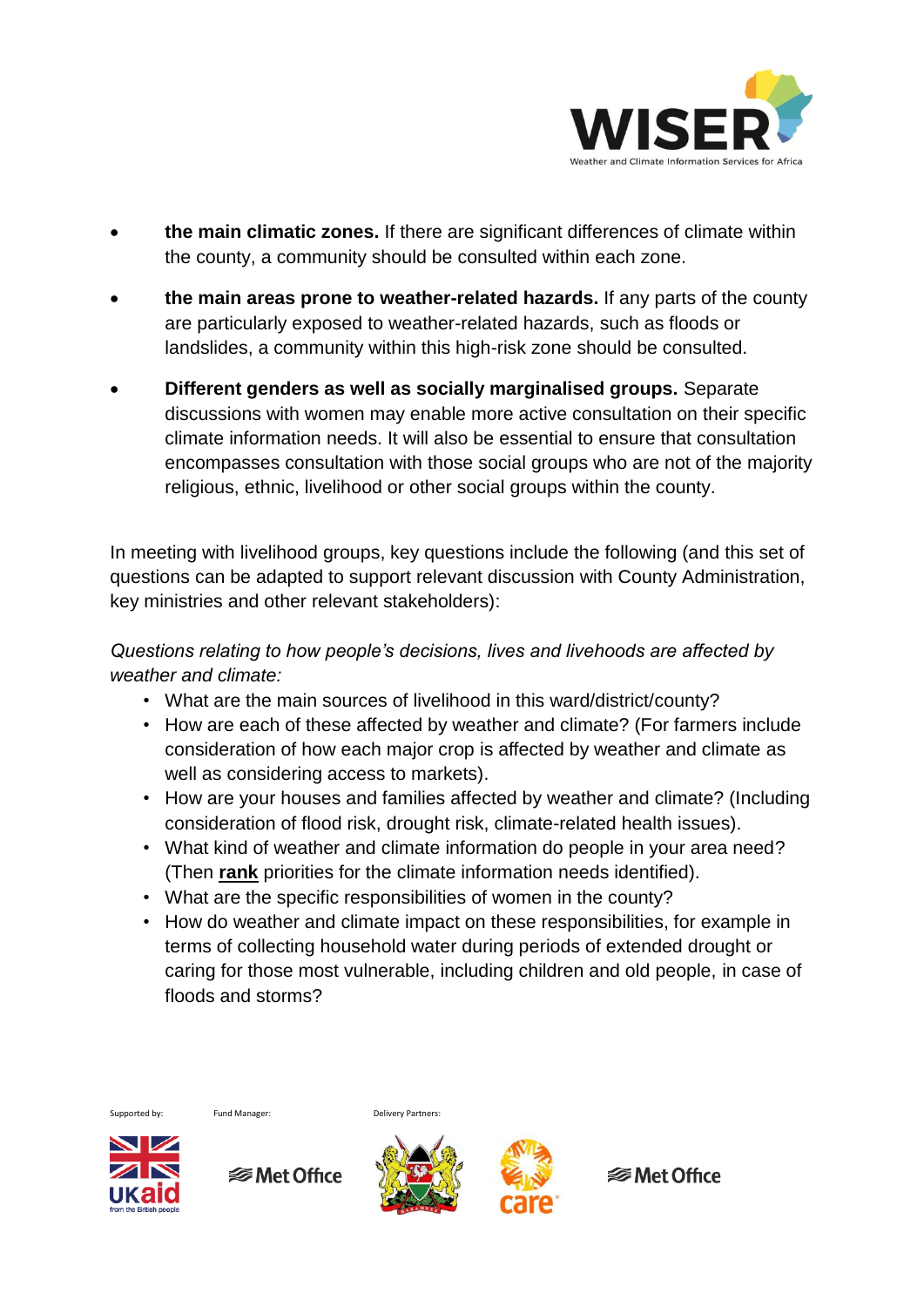- **the main climatic zones.** If there are significant differences of climate within the county, a community should be consulted within each zone.
- **the main areas prone to weather-related hazards.** If any parts of the county are particularly exposed to weather-related hazards, such as floods or landslides, a community within this high-risk zone should be consulted.
- **Different genders as well as socially marginalised groups.** Separate discussions with women may enable more active consultation on their specific climate information needs. It will also be essential to ensure that consultation encompasses consultation with those social groups who are not of the majority religious, ethnic, livelihood or other social groups within the county.

In meeting with livelihood groups, key questions include the following (and this set of questions can be adapted to support relevant discussion with County Administration, key ministries and other relevant stakeholders):

*Questions relating to how people's decisions, lives and livehoods are affected by weather and climate:*

- What are the main sources of livelihood in this ward/district/county?
- How are each of these affected by weather and climate? (For farmers include consideration of how each major crop is affected by weather and climate as well as considering access to markets).
- How are your houses and families affected by weather and climate? (Including consideration of flood risk, drought risk, climate-related health issues).
- What kind of weather and climate information do people in your area need? (Then **rank** priorities for the climate information needs identified).
- What are the specific responsibilities of women in the county?
- How do weather and climate impact on these responsibilities, for example in terms of collecting household water during periods of extended drought or caring for those most vulnerable, including children and old people, in case of floods and storms?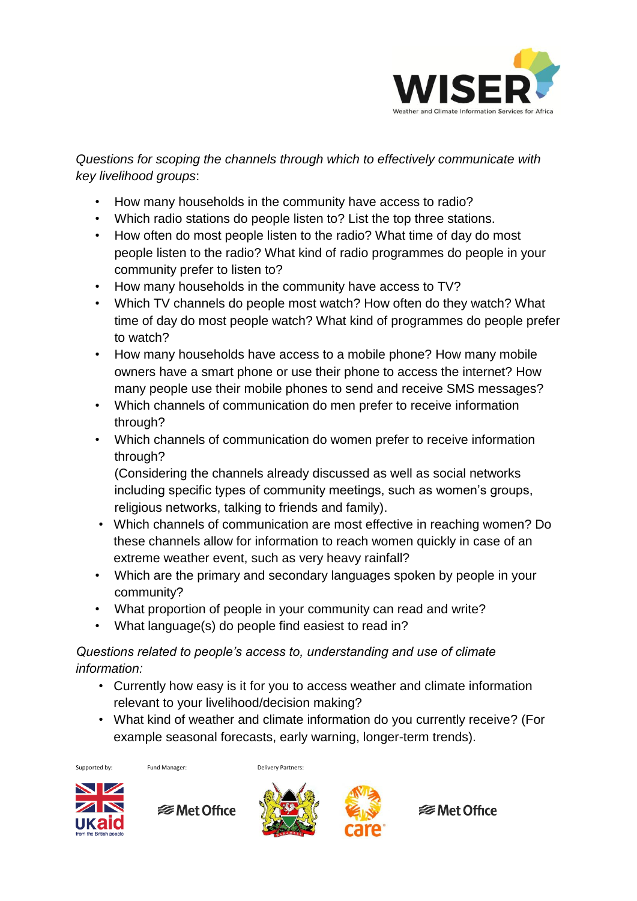*Questions for scoping the channels through which to effectively communicate with key livelihood groups*:

- How many households in the community have access to radio?
- Which radio stations do people listen to? List the top three stations.
- How often do most people listen to the radio? What time of day do most people listen to the radio? What kind of radio programmes do people in your community prefer to listen to?
- How many households in the community have access to TV?
- Which TV channels do people most watch? How often do they watch? What time of day do most people watch? What kind of programmes do people prefer to watch?
- How many households have access to a mobile phone? How many mobile owners have a smart phone or use their phone to access the internet? How many people use their mobile phones to send and receive SMS messages?
- Which channels of communication do men prefer to receive information through?
- Which channels of communication do women prefer to receive information through?
  (Considering the channels already discussed as well as social networks including specific types of community meetings, such as women's groups, religious networks, talking to friends and family).
- Which channels of communication are most effective in reaching women? Do these channels allow for information to reach women quickly in case of an extreme weather event, such as very heavy rainfall?
- Which are the primary and secondary languages spoken by people in your community?
- What proportion of people in your community can read and write?
- What language(s) do people find easiest to read in?

*Questions related to people's access to, understanding and use of climate information:*

- Currently how easy is it for you to access weather and climate information relevant to your livelihood/decision making?
- What kind of weather and climate information do you currently receive? (For example seasonal forecasts, early warning, longer-term trends).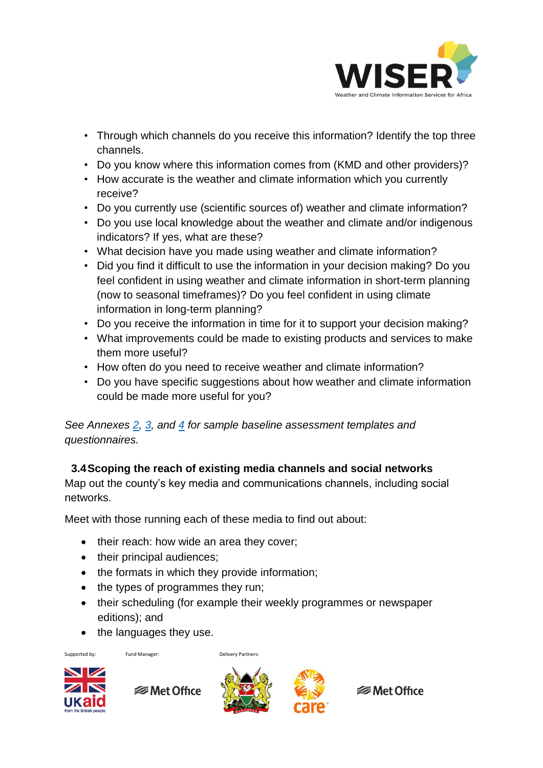- Through which channels do you receive this information? Identify the top three channels.
- Do you know where this information comes from (KMD and other providers)?
- How accurate is the weather and climate information which you currently receive?
- Do you currently use (scientific sources of) weather and climate information?
- Do you use local knowledge about the weather and climate and/or indigenous indicators? If yes, what are these?
- What decision have you made using weather and climate information?
- Did you find it difficult to use the information in your decision making? Do you feel confident in using weather and climate information in short-term planning (now to seasonal timeframes)? Do you feel confident in using climate information in long-term planning?
- Do you receive the information in time for it to support your decision making?
- What improvements could be made to existing products and services to make them more useful?
- How often do you need to receive weather and climate information?
- Do you have specific suggestions about how weather and climate information could be made more useful for you?

*See Annexes 2, 3, and 4 for sample baseline assessment templates and questionnaires.*

### 3.4 Scoping the reach of existing media channels and social networks

Map out the county's key media and communications channels, including social networks.

Meet with those running each of these media to find out about:

- their reach: how wide an area they cover;
- their principal audiences;
- the formats in which they provide information;
- the types of programmes they run;
- their scheduling (for example their weekly programmes or newspaper editions); and
- the languages they use.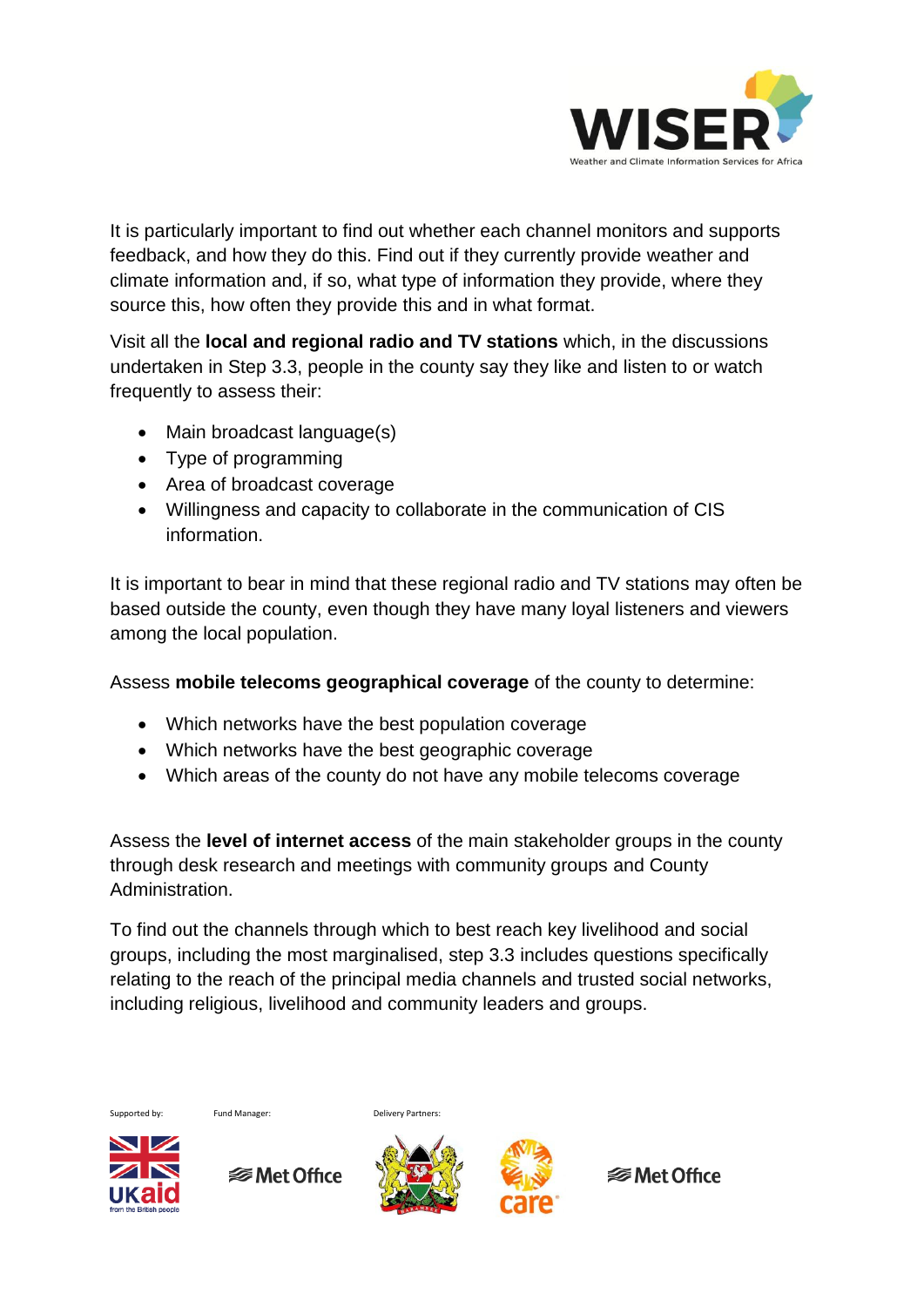It is particularly important to find out whether each channel monitors and supports feedback, and how they do this. Find out if they currently provide weather and climate information and, if so, what type of information they provide, where they source this, how often they provide this and in what format.

Visit all the **local and regional radio and TV stations** which, in the discussions undertaken in Step 3.3, people in the county say they like and listen to or watch frequently to assess their:

- Main broadcast language(s)
- Type of programming
- Area of broadcast coverage
- Willingness and capacity to collaborate in the communication of CIS information.

It is important to bear in mind that these regional radio and TV stations may often be based outside the county, even though they have many loyal listeners and viewers among the local population.

Assess **mobile telecoms geographical coverage** of the county to determine:

- Which networks have the best population coverage
- Which networks have the best geographic coverage
- Which areas of the county do not have any mobile telecoms coverage

Assess the **level of internet access** of the main stakeholder groups in the county through desk research and meetings with community groups and County Administration.

To find out the channels through which to best reach key livelihood and social groups, including the most marginalised, step 3.3 includes questions specifically relating to the reach of the principal media channels and trusted social networks, including religious, livelihood and community leaders and groups.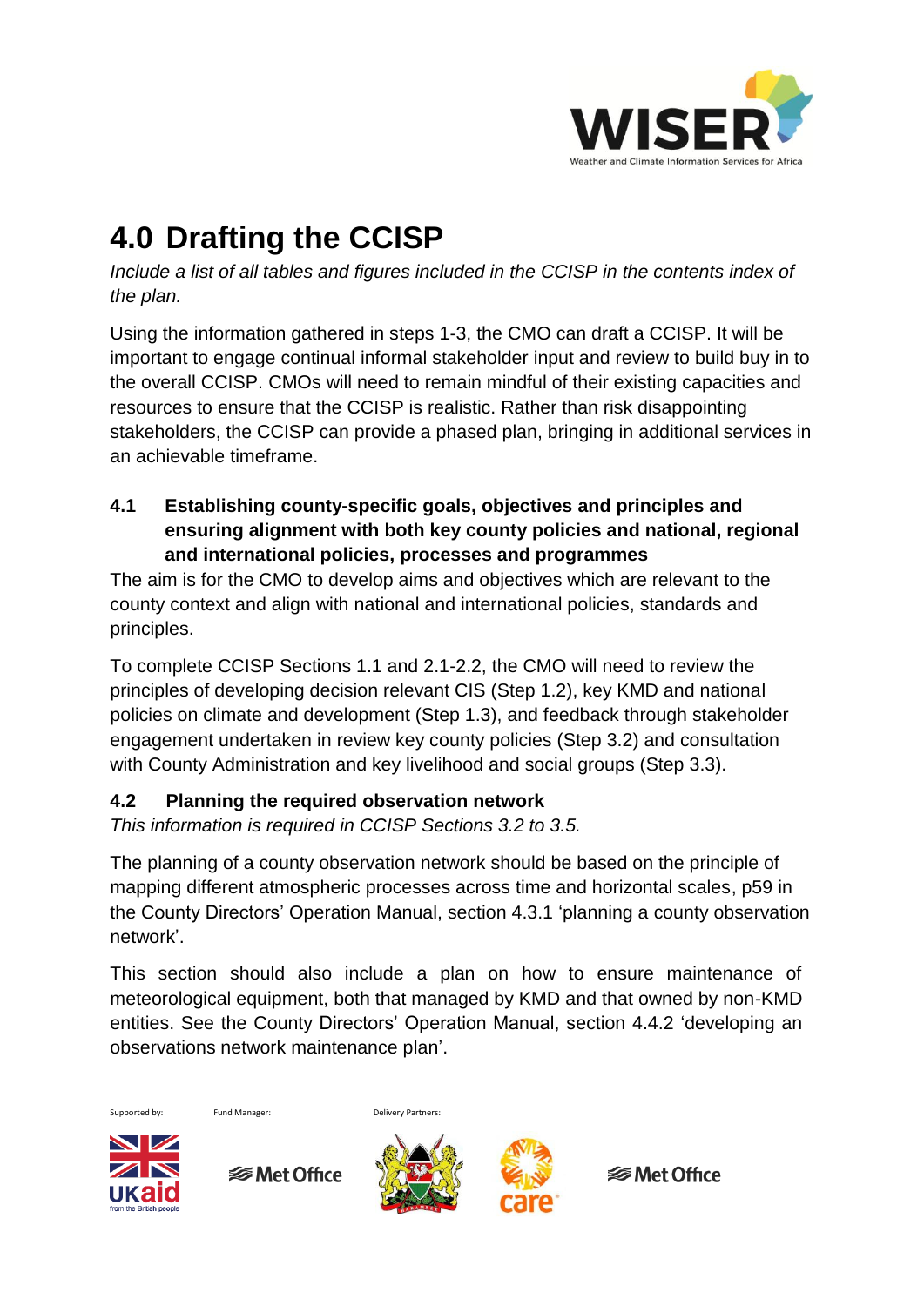# 4.0 Drafting the CCISP

*Include a list of all tables and figures included in the CCISP in the contents index of the plan.*

Using the information gathered in steps 1-3, the CMO can draft a CCISP. It will be important to engage continual informal stakeholder input and review to build buy in to the overall CCISP. CMOs will need to remain mindful of their existing capacities and resources to ensure that the CCISP is realistic. Rather than risk disappointing stakeholders, the CCISP can provide a phased plan, bringing in additional services in an achievable timeframe.

## 4.1 Establishing county-specific goals, objectives and principles and ensuring alignment with both key county policies and national, regional and international policies, processes and programmes

The aim is for the CMO to develop aims and objectives which are relevant to the county context and align with national and international policies, standards and principles.

To complete CCISP Sections 1.1 and 2.1-2.2, the CMO will need to review the principles of developing decision relevant CIS (Step 1.2), key KMD and national policies on climate and development (Step 1.3), and feedback through stakeholder engagement undertaken in review key county policies (Step 3.2) and consultation with County Administration and key livelihood and social groups (Step 3.3).

## 4.2 Planning the required observation network

*This information is required in CCISP Sections 3.2 to 3.5.*

The planning of a county observation network should be based on the principle of mapping different atmospheric processes across time and horizontal scales, p59 in the County Directors' Operation Manual, section 4.3.1 'planning a county observation network'.

This section should also include a plan on how to ensure maintenance of meteorological equipment, both that managed by KMD and that owned by non-KMD entities. See the County Directors' Operation Manual, section 4.4.2 'developing an observations network maintenance plan'.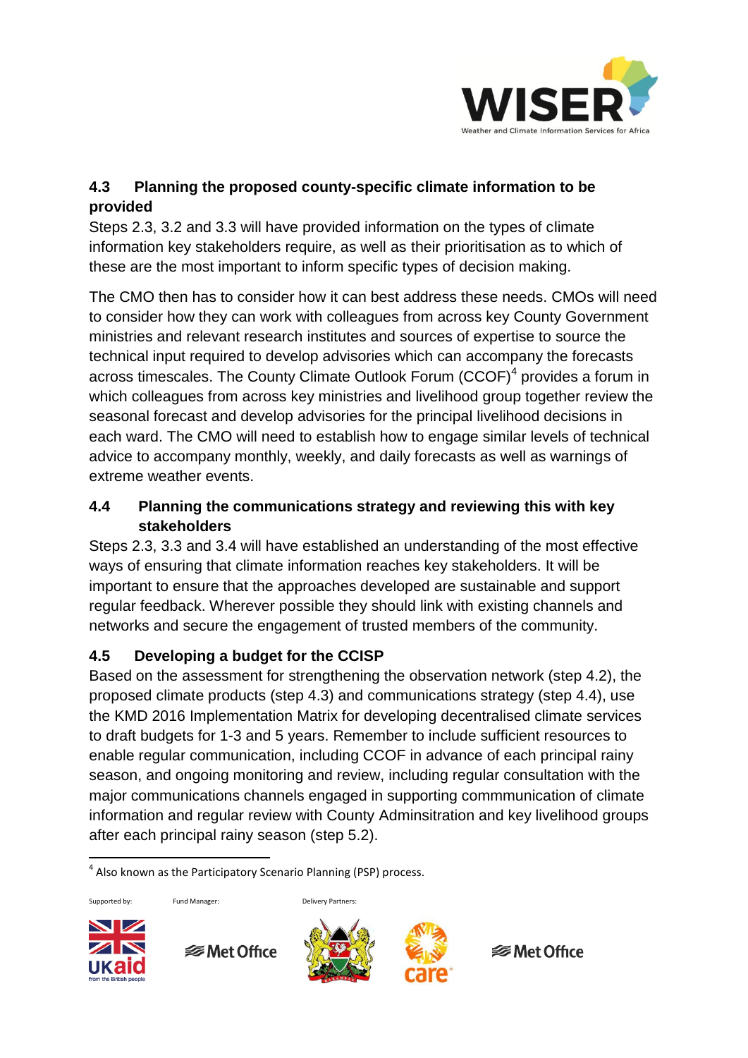### 4.3 Planning the proposed county-specific climate information to be provided

Steps 2.3, 3.2 and 3.3 will have provided information on the types of climate information key stakeholders require, as well as their prioritisation as to which of these are the most important to inform specific types of decision making.

The CMO then has to consider how it can best address these needs. CMOs will need to consider how they can work with colleagues from across key County Government ministries and relevant research institutes and sources of expertise to source the technical input required to develop advisories which can accompany the forecasts across timescales. The County Climate Outlook Forum (CCOF)[4] provides a forum in which colleagues from across key ministries and livelihood group together review the seasonal forecast and develop advisories for the principal livelihood decisions in each ward. The CMO will need to establish how to engage similar levels of technical advice to accompany monthly, weekly, and daily forecasts as well as warnings of extreme weather events.

### 4.4 Planning the communications strategy and reviewing this with key stakeholders

Steps 2.3, 3.3 and 3.4 will have established an understanding of the most effective ways of ensuring that climate information reaches key stakeholders. It will be important to ensure that the approaches developed are sustainable and support regular feedback. Wherever possible they should link with existing channels and networks and secure the engagement of trusted members of the community.

### 4.5 Developing a budget for the CCISP

Based on the assessment for strengthening the observation network (step 4.2), the proposed climate products (step 4.3) and communications strategy (step 4.4), use the KMD 2016 Implementation Matrix for developing decentralised climate services to draft budgets for 1-3 and 5 years. Remember to include sufficient resources to enable regular communication, including CCOF in advance of each principal rainy season, and ongoing monitoring and review, including regular consultation with the major communications channels engaged in supporting commmunication of climate information and regular review with County Adminsitration and key livelihood groups after each principal rainy season (step 5.2).

[4] Also known as the Participatory Scenario Planning (PSP) process.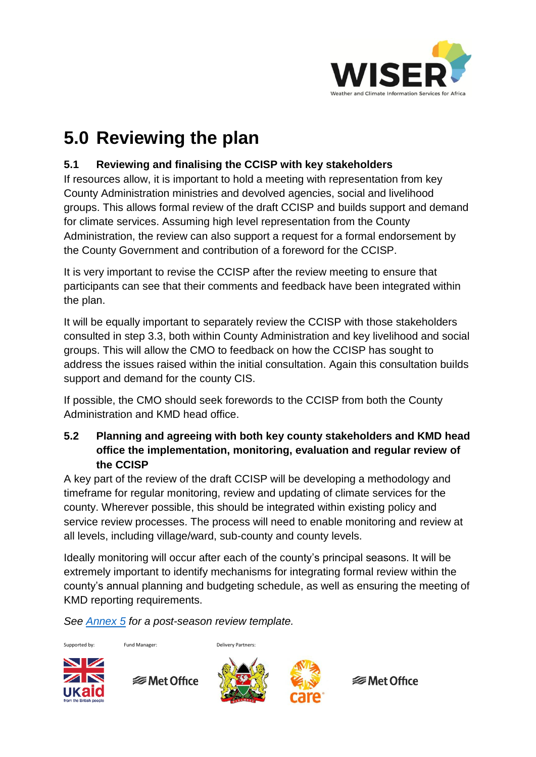# 5.0 Reviewing the plan

## 5.1 Reviewing and finalising the CCISP with key stakeholders

If resources allow, it is important to hold a meeting with representation from key County Administration ministries and devolved agencies, social and livelihood groups. This allows formal review of the draft CCISP and builds support and demand for climate services. Assuming high level representation from the County Administration, the review can also support a request for a formal endorsement by the County Government and contribution of a foreword for the CCISP.

It is very important to revise the CCISP after the review meeting to ensure that participants can see that their comments and feedback have been integrated within the plan.

It will be equally important to separately review the CCISP with those stakeholders consulted in step 3.3, both within County Administration and key livelihood and social groups. This will allow the CMO to feedback on how the CCISP has sought to address the issues raised within the initial consultation. Again this consultation builds support and demand for the county CIS.

If possible, the CMO should seek forewords to the CCISP from both the County Administration and KMD head office.

## 5.2 Planning and agreeing with both key county stakeholders and KMD head office the implementation, monitoring, evaluation and regular review of the CCISP

A key part of the review of the draft CCISP will be developing a methodology and timeframe for regular monitoring, review and updating of climate services for the county. Wherever possible, this should be integrated within existing policy and service review processes. The process will need to enable monitoring and review at all levels, including village/ward, sub-county and county levels.

Ideally monitoring will occur after each of the county's principal seasons. It will be extremely important to identify mechanisms for integrating formal review within the county's annual planning and budgeting schedule, as well as ensuring the meeting of KMD reporting requirements.

*See Annex 5 for a post-season review template.*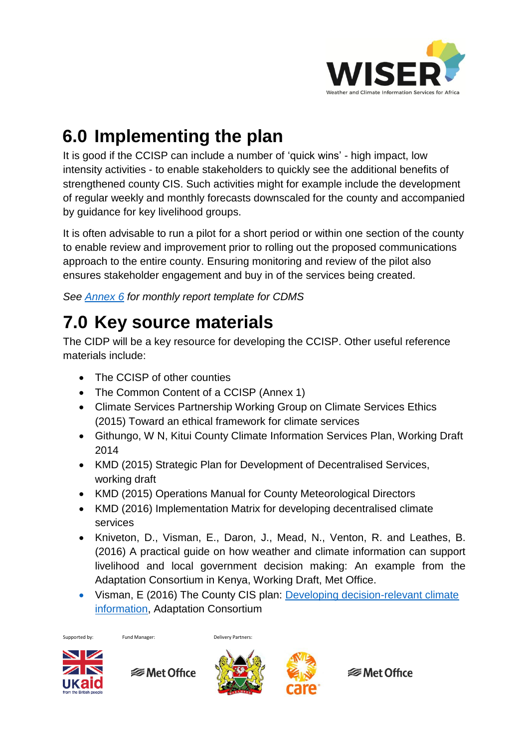# 6.0 Implementing the plan

It is good if the CCISP can include a number of 'quick wins' - high impact, low intensity activities - to enable stakeholders to quickly see the additional benefits of strengthened county CIS. Such activities might for example include the development of regular weekly and monthly forecasts downscaled for the county and accompanied by guidance for key livelihood groups.

It is often advisable to run a pilot for a short period or within one section of the county to enable review and improvement prior to rolling out the proposed communications approach to the entire county. Ensuring monitoring and review of the pilot also ensures stakeholder engagement and buy in of the services being created.

*See Annex 6 for monthly report template for CDMS*

# 7.0 Key source materials

The CIDP will be a key resource for developing the CCISP. Other useful reference materials include:

- The CCISP of other counties
- The Common Content of a CCISP (Annex 1)
- Climate Services Partnership Working Group on Climate Services Ethics (2015) Toward an ethical framework for climate services
- Githungo, W N, Kitui County Climate Information Services Plan, Working Draft 2014
- KMD (2015) Strategic Plan for Development of Decentralised Services, working draft
- KMD (2015) Operations Manual for County Meteorological Directors
- KMD (2016) Implementation Matrix for developing decentralised climate services
- Kniveton, D., Visman, E., Daron, J., Mead, N., Venton, R. and Leathes, B. (2016) A practical guide on how weather and climate information can support livelihood and local government decision making: An example from the Adaptation Consortium in Kenya, Working Draft, Met Office.
- Visman, E (2016) The County CIS plan: Developing decision-relevant climate information, Adaptation Consortium